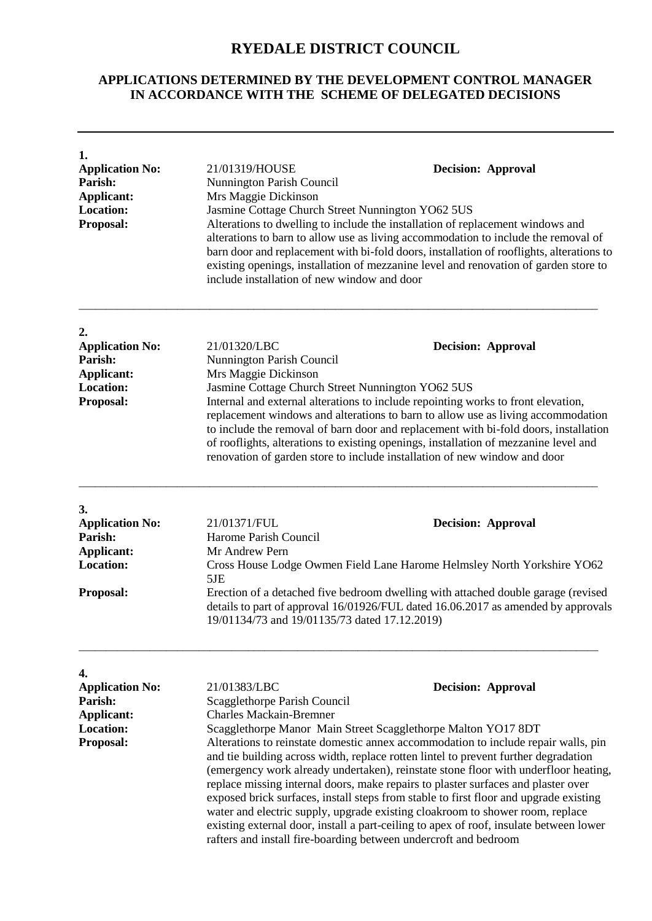# RYEDALE DISTRICT COUNCIL

## APPLICATIONS DETERMINED BY THE DEVELOPMENT CONTROL MANAGER IN ACCORDANCE WITH THE SCHEME OF DELEGATED DECISIONS

---

**1.**

**Application No:** 21/01319/HOUSE **Decision: Approval**
**Parish:** Nunnington Parish Council
**Applicant:** Mrs Maggie Dickinson
**Location:** Jasmine Cottage Church Street Nunnington YO62 5US
**Proposal:** Alterations to dwelling to include the installation of replacement windows and alterations to barn to allow use as living accommodation to include the removal of barn door and replacement with bi-fold doors, installation of rooflights, alterations to existing openings, installation of mezzanine level and renovation of garden store to include installation of new window and door

---

**2.**

**Application No:** 21/01320/LBC **Decision: Approval**
**Parish:** Nunnington Parish Council
**Applicant:** Mrs Maggie Dickinson
**Location:** Jasmine Cottage Church Street Nunnington YO62 5US
**Proposal:** Internal and external alterations to include repointing works to front elevation, replacement windows and alterations to barn to allow use as living accommodation to include the removal of barn door and replacement with bi-fold doors, installation of rooflights, alterations to existing openings, installation of mezzanine level and renovation of garden store to include installation of new window and door

---

**3.**

**Application No:** 21/01371/FUL **Decision: Approval**
**Parish:** Harome Parish Council
**Applicant:** Mr Andrew Pern
**Location:** Cross House Lodge Owmen Field Lane Harome Helmsley North Yorkshire YO62 5JE
**Proposal:** Erection of a detached five bedroom dwelling with attached double garage (revised details to part of approval 16/01926/FUL dated 16.06.2017 as amended by approvals 19/01134/73 and 19/01135/73 dated 17.12.2019)

---

**4.**

**Application No:** 21/01383/LBC **Decision: Approval**
**Parish:** Scagglethorpe Parish Council
**Applicant:** Charles Mackain-Bremner
**Location:** Scagglethorpe Manor Main Street Scagglethorpe Malton YO17 8DT
**Proposal:** Alterations to reinstate domestic annex accommodation to include repair walls, pin and tie building across width, replace rotten lintel to prevent further degradation (emergency work already undertaken), reinstate stone floor with underfloor heating, replace missing internal doors, make repairs to plaster surfaces and plaster over exposed brick surfaces, install steps from stable to first floor and upgrade existing water and electric supply, upgrade existing cloakroom to shower room, replace existing external door, install a part-ceiling to apex of roof, insulate between lower rafters and install fire-boarding between undercroft and bedroom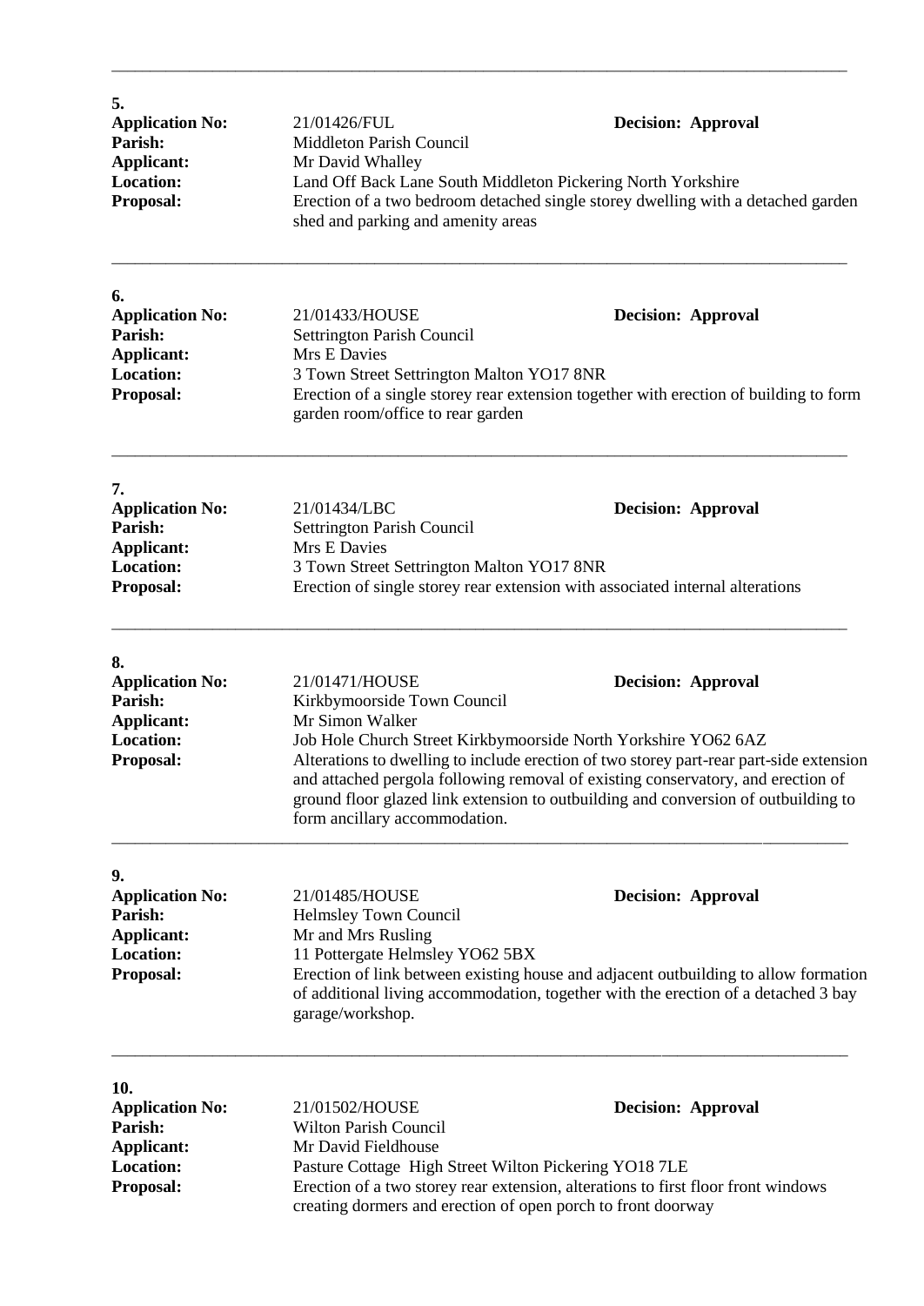---

**5.**

**Application No:** 21/01426/FUL **Decision: Approval**
**Parish:** Middleton Parish Council
**Applicant:** Mr David Whalley
**Location:** Land Off Back Lane South Middleton Pickering North Yorkshire
**Proposal:** Erection of a two bedroom detached single storey dwelling with a detached garden shed and parking and amenity areas

---

**6.**

**Application No:** 21/01433/HOUSE **Decision: Approval**
**Parish:** Settrington Parish Council
**Applicant:** Mrs E Davies
**Location:** 3 Town Street Settrington Malton YO17 8NR
**Proposal:** Erection of a single storey rear extension together with erection of building to form garden room/office to rear garden

---

**7.**

**Application No:** 21/01434/LBC **Decision: Approval**
**Parish:** Settrington Parish Council
**Applicant:** Mrs E Davies
**Location:** 3 Town Street Settrington Malton YO17 8NR
**Proposal:** Erection of single storey rear extension with associated internal alterations

---

**8.**

**Application No:** 21/01471/HOUSE **Decision: Approval**
**Parish:** Kirkbymoorside Town Council
**Applicant:** Mr Simon Walker
**Location:** Job Hole Church Street Kirkbymoorside North Yorkshire YO62 6AZ
**Proposal:** Alterations to dwelling to include erection of two storey part-rear part-side extension and attached pergola following removal of existing conservatory, and erection of ground floor glazed link extension to outbuilding and conversion of outbuilding to form ancillary accommodation.

---

**9.**

**Application No:** 21/01485/HOUSE **Decision: Approval**
**Parish:** Helmsley Town Council
**Applicant:** Mr and Mrs Rusling
**Location:** 11 Pottergate Helmsley YO62 5BX
**Proposal:** Erection of link between existing house and adjacent outbuilding to allow formation of additional living accommodation, together with the erection of a detached 3 bay garage/workshop.

---

**10.**

**Application No:** 21/01502/HOUSE **Decision: Approval**
**Parish:** Wilton Parish Council
**Applicant:** Mr David Fieldhouse
**Location:** Pasture Cottage High Street Wilton Pickering YO18 7LE
**Proposal:** Erection of a two storey rear extension, alterations to first floor front windows creating dormers and erection of open porch to front doorway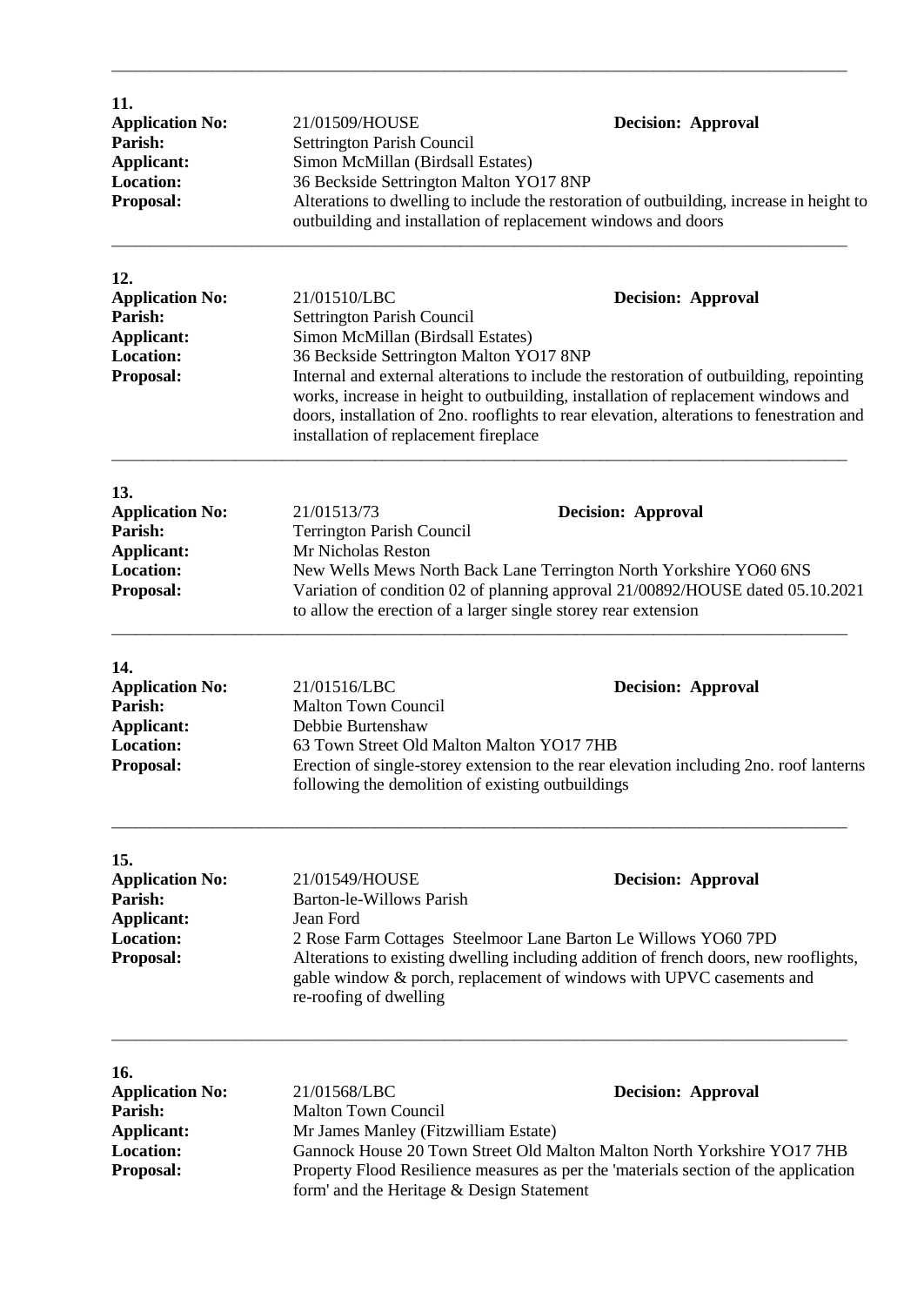---

**11.**

**Application No:** 21/01509/HOUSE **Decision: Approval**
**Parish:** Settrington Parish Council
**Applicant:** Simon McMillan (Birdsall Estates)
**Location:** 36 Beckside Settrington Malton YO17 8NP
**Proposal:** Alterations to dwelling to include the restoration of outbuilding, increase in height to outbuilding and installation of replacement windows and doors

---

**12.**

**Application No:** 21/01510/LBC **Decision: Approval**
**Parish:** Settrington Parish Council
**Applicant:** Simon McMillan (Birdsall Estates)
**Location:** 36 Beckside Settrington Malton YO17 8NP
**Proposal:** Internal and external alterations to include the restoration of outbuilding, repointing works, increase in height to outbuilding, installation of replacement windows and doors, installation of 2no. rooflights to rear elevation, alterations to fenestration and installation of replacement fireplace

---

**13.**

**Application No:** 21/01513/73 **Decision: Approval**
**Parish:** Terrington Parish Council
**Applicant:** Mr Nicholas Reston
**Location:** New Wells Mews North Back Lane Terrington North Yorkshire YO60 6NS
**Proposal:** Variation of condition 02 of planning approval 21/00892/HOUSE dated 05.10.2021 to allow the erection of a larger single storey rear extension

---

**14.**

**Application No:** 21/01516/LBC **Decision: Approval**
**Parish:** Malton Town Council
**Applicant:** Debbie Burtenshaw
**Location:** 63 Town Street Old Malton Malton YO17 7HB
**Proposal:** Erection of single-storey extension to the rear elevation including 2no. roof lanterns following the demolition of existing outbuildings

---

**15.**

**Application No:** 21/01549/HOUSE **Decision: Approval**
**Parish:** Barton-le-Willows Parish
**Applicant:** Jean Ford
**Location:** 2 Rose Farm Cottages Steelmoor Lane Barton Le Willows YO60 7PD
**Proposal:** Alterations to existing dwelling including addition of french doors, new rooflights, gable window & porch, replacement of windows with UPVC casements and re-roofing of dwelling

---

**16.**

**Application No:** 21/01568/LBC **Decision: Approval**
**Parish:** Malton Town Council
**Applicant:** Mr James Manley (Fitzwilliam Estate)
**Location:** Gannock House 20 Town Street Old Malton Malton North Yorkshire YO17 7HB
**Proposal:** Property Flood Resilience measures as per the 'materials section of the application form' and the Heritage & Design Statement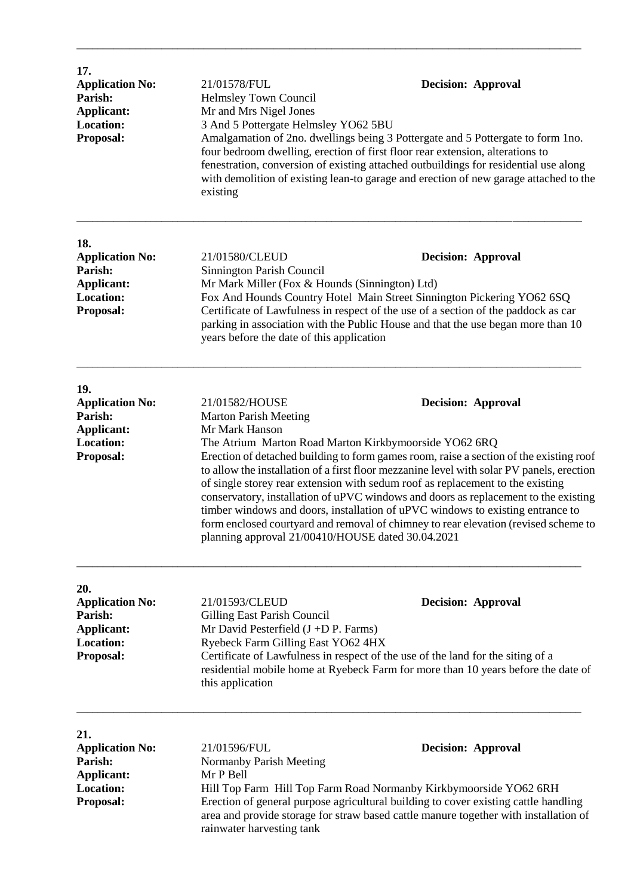---

**17.**

**Application No:** 21/01578/FUL **Decision: Approval**
**Parish:** Helmsley Town Council
**Applicant:** Mr and Mrs Nigel Jones
**Location:** 3 And 5 Pottergate Helmsley YO62 5BU
**Proposal:** Amalgamation of 2no. dwellings being 3 Pottergate and 5 Pottergate to form 1no. four bedroom dwelling, erection of first floor rear extension, alterations to fenestration, conversion of existing attached outbuildings for residential use along with demolition of existing lean-to garage and erection of new garage attached to the existing

---

**18.**

**Application No:** 21/01580/CLEUD **Decision: Approval**
**Parish:** Sinnington Parish Council
**Applicant:** Mr Mark Miller (Fox & Hounds (Sinnington) Ltd)
**Location:** Fox And Hounds Country Hotel Main Street Sinnington Pickering YO62 6SQ
**Proposal:** Certificate of Lawfulness in respect of the use of a section of the paddock as car parking in association with the Public House and that the use began more than 10 years before the date of this application

---

**19.**

**Application No:** 21/01582/HOUSE **Decision: Approval**
**Parish:** Marton Parish Meeting
**Applicant:** Mr Mark Hanson
**Location:** The Atrium Marton Road Marton Kirkbymoorside YO62 6RQ
**Proposal:** Erection of detached building to form games room, raise a section of the existing roof to allow the installation of a first floor mezzanine level with solar PV panels, erection of single storey rear extension with sedum roof as replacement to the existing conservatory, installation of uPVC windows and doors as replacement to the existing timber windows and doors, installation of uPVC windows to existing entrance to form enclosed courtyard and removal of chimney to rear elevation (revised scheme to planning approval 21/00410/HOUSE dated 30.04.2021

---

**20.**

**Application No:** 21/01593/CLEUD **Decision: Approval**
**Parish:** Gilling East Parish Council
**Applicant:** Mr David Pesterfield (J +D P. Farms)
**Location:** Ryebeck Farm Gilling East YO62 4HX
**Proposal:** Certificate of Lawfulness in respect of the use of the land for the siting of a residential mobile home at Ryebeck Farm for more than 10 years before the date of this application

---

**21.**

**Application No:** 21/01596/FUL **Decision: Approval**
**Parish:** Normanby Parish Meeting
**Applicant:** Mr P Bell
**Location:** Hill Top Farm Hill Top Farm Road Normanby Kirkbymoorside YO62 6RH
**Proposal:** Erection of general purpose agricultural building to cover existing cattle handling area and provide storage for straw based cattle manure together with installation of rainwater harvesting tank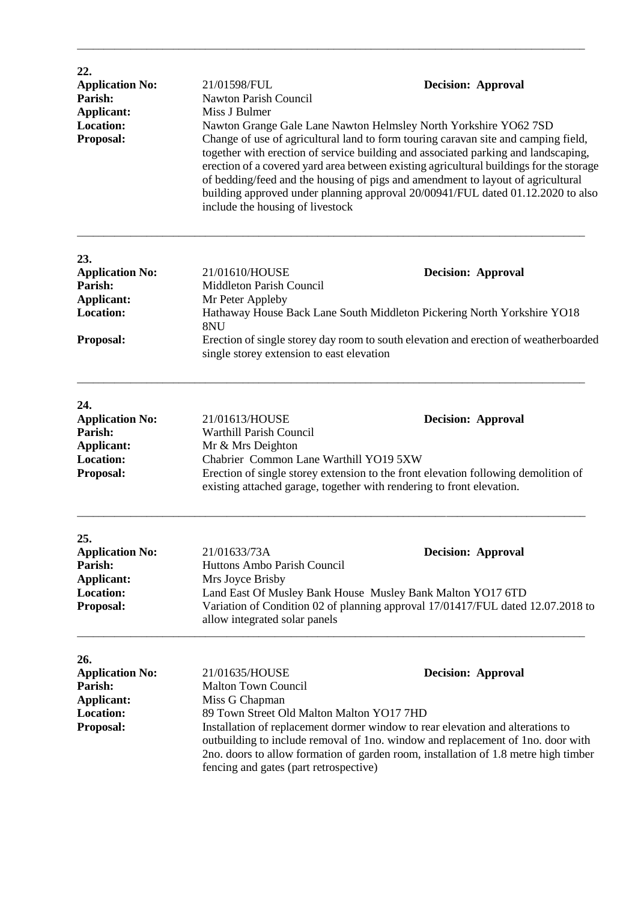---

**22.**

**Application No:** 21/01598/FUL **Decision: Approval**
**Parish:** Nawton Parish Council
**Applicant:** Miss J Bulmer
**Location:** Nawton Grange Gale Lane Nawton Helmsley North Yorkshire YO62 7SD
**Proposal:** Change of use of agricultural land to form touring caravan site and camping field, together with erection of service building and associated parking and landscaping, erection of a covered yard area between existing agricultural buildings for the storage of bedding/feed and the housing of pigs and amendment to layout of agricultural building approved under planning approval 20/00941/FUL dated 01.12.2020 to also include the housing of livestock

---

**23.**

**Application No:** 21/01610/HOUSE **Decision: Approval**
**Parish:** Middleton Parish Council
**Applicant:** Mr Peter Appleby
**Location:** Hathaway House Back Lane South Middleton Pickering North Yorkshire YO18 8NU
**Proposal:** Erection of single storey day room to south elevation and erection of weatherboarded single storey extension to east elevation

---

**24.**

**Application No:** 21/01613/HOUSE **Decision: Approval**
**Parish:** Warthill Parish Council
**Applicant:** Mr & Mrs Deighton
**Location:** Chabrier Common Lane Warthill YO19 5XW
**Proposal:** Erection of single storey extension to the front elevation following demolition of existing attached garage, together with rendering to front elevation.

---

**25.**

**Application No:** 21/01633/73A **Decision: Approval**
**Parish:** Huttons Ambo Parish Council
**Applicant:** Mrs Joyce Brisby
**Location:** Land East Of Musley Bank House Musley Bank Malton YO17 6TD
**Proposal:** Variation of Condition 02 of planning approval 17/01417/FUL dated 12.07.2018 to allow integrated solar panels

---

**26.**

**Application No:** 21/01635/HOUSE **Decision: Approval**
**Parish:** Malton Town Council
**Applicant:** Miss G Chapman
**Location:** 89 Town Street Old Malton Malton YO17 7HD
**Proposal:** Installation of replacement dormer window to rear elevation and alterations to outbuilding to include removal of 1no. window and replacement of 1no. door with 2no. doors to allow formation of garden room, installation of 1.8 metre high timber fencing and gates (part retrospective)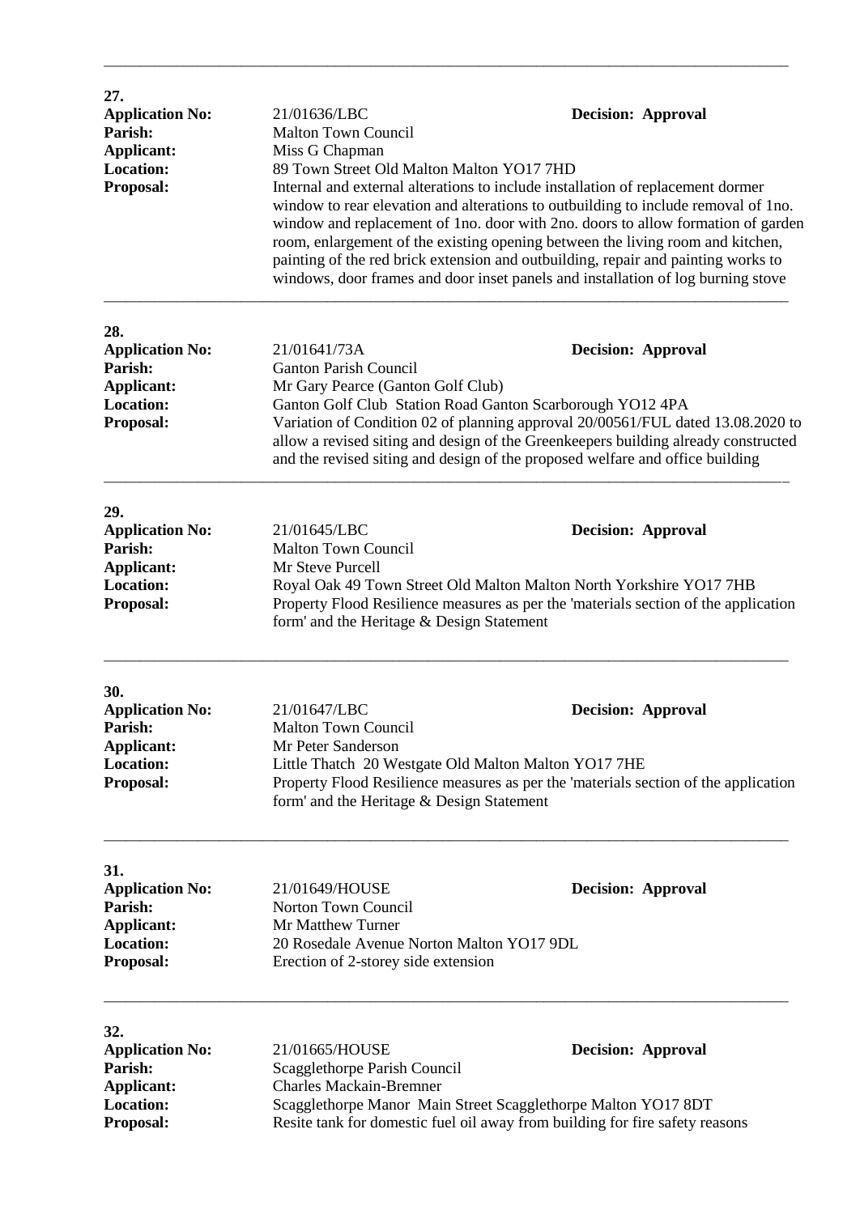---

**27.**

**Application No:** 21/01636/LBC **Decision: Approval**
**Parish:** Malton Town Council
**Applicant:** Miss G Chapman
**Location:** 89 Town Street Old Malton Malton YO17 7HD
**Proposal:** Internal and external alterations to include installation of replacement dormer window to rear elevation and alterations to outbuilding to include removal of 1no. window and replacement of 1no. door with 2no. doors to allow formation of garden room, enlargement of the existing opening between the living room and kitchen, painting of the red brick extension and outbuilding, repair and painting works to windows, door frames and door inset panels and installation of log burning stove

---

**28.**

**Application No:** 21/01641/73A **Decision: Approval**
**Parish:** Ganton Parish Council
**Applicant:** Mr Gary Pearce (Ganton Golf Club)
**Location:** Ganton Golf Club Station Road Ganton Scarborough YO12 4PA
**Proposal:** Variation of Condition 02 of planning approval 20/00561/FUL dated 13.08.2020 to allow a revised siting and design of the Greenkeepers building already constructed and the revised siting and design of the proposed welfare and office building

---

**29.**

**Application No:** 21/01645/LBC **Decision: Approval**
**Parish:** Malton Town Council
**Applicant:** Mr Steve Purcell
**Location:** Royal Oak 49 Town Street Old Malton Malton North Yorkshire YO17 7HB
**Proposal:** Property Flood Resilience measures as per the 'materials section of the application form' and the Heritage & Design Statement

---

**30.**

**Application No:** 21/01647/LBC **Decision: Approval**
**Parish:** Malton Town Council
**Applicant:** Mr Peter Sanderson
**Location:** Little Thatch 20 Westgate Old Malton Malton YO17 7HE
**Proposal:** Property Flood Resilience measures as per the 'materials section of the application form' and the Heritage & Design Statement

---

**31.**

**Application No:** 21/01649/HOUSE **Decision: Approval**
**Parish:** Norton Town Council
**Applicant:** Mr Matthew Turner
**Location:** 20 Rosedale Avenue Norton Malton YO17 9DL
**Proposal:** Erection of 2-storey side extension

---

**32.**

**Application No:** 21/01665/HOUSE **Decision: Approval**
**Parish:** Scagglethorpe Parish Council
**Applicant:** Charles Mackain-Bremner
**Location:** Scagglethorpe Manor Main Street Scagglethorpe Malton YO17 8DT
**Proposal:** Resite tank for domestic fuel oil away from building for fire safety reasons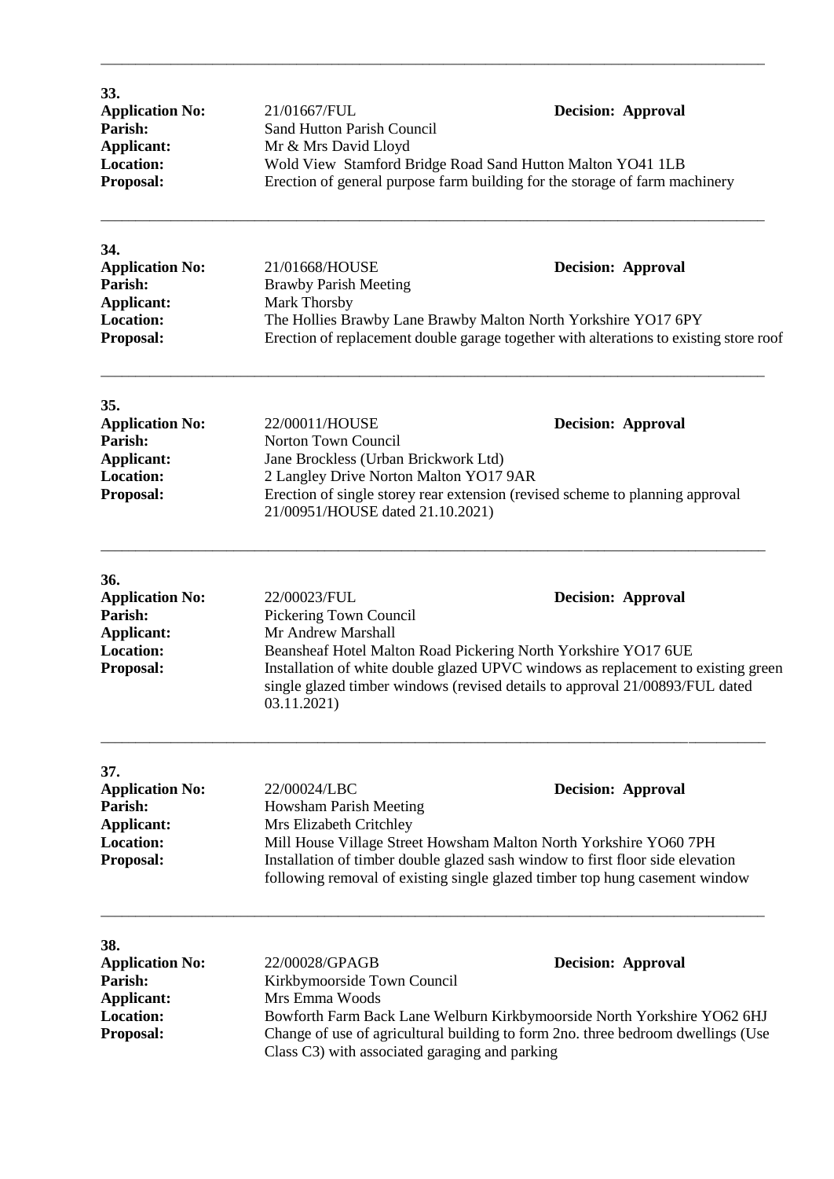---

**33.**

**Application No:** 21/01667/FUL **Decision: Approval**
**Parish:** Sand Hutton Parish Council
**Applicant:** Mr & Mrs David Lloyd
**Location:** Wold View Stamford Bridge Road Sand Hutton Malton YO41 1LB
**Proposal:** Erection of general purpose farm building for the storage of farm machinery

---

**34.**

**Application No:** 21/01668/HOUSE **Decision: Approval**
**Parish:** Brawby Parish Meeting
**Applicant:** Mark Thorsby
**Location:** The Hollies Brawby Lane Brawby Malton North Yorkshire YO17 6PY
**Proposal:** Erection of replacement double garage together with alterations to existing store roof

---

**35.**

**Application No:** 22/00011/HOUSE **Decision: Approval**
**Parish:** Norton Town Council
**Applicant:** Jane Brockless (Urban Brickwork Ltd)
**Location:** 2 Langley Drive Norton Malton YO17 9AR
**Proposal:** Erection of single storey rear extension (revised scheme to planning approval 21/00951/HOUSE dated 21.10.2021)

---

**36.**

**Application No:** 22/00023/FUL **Decision: Approval**
**Parish:** Pickering Town Council
**Applicant:** Mr Andrew Marshall
**Location:** Beansheaf Hotel Malton Road Pickering North Yorkshire YO17 6UE
**Proposal:** Installation of white double glazed UPVC windows as replacement to existing green single glazed timber windows (revised details to approval 21/00893/FUL dated 03.11.2021)

---

**37.**

**Application No:** 22/00024/LBC **Decision: Approval**
**Parish:** Howsham Parish Meeting
**Applicant:** Mrs Elizabeth Critchley
**Location:** Mill House Village Street Howsham Malton North Yorkshire YO60 7PH
**Proposal:** Installation of timber double glazed sash window to first floor side elevation following removal of existing single glazed timber top hung casement window

---

**38.**

**Application No:** 22/00028/GPAGB **Decision: Approval**
**Parish:** Kirkbymoorside Town Council
**Applicant:** Mrs Emma Woods
**Location:** Bowforth Farm Back Lane Welburn Kirkbymoorside North Yorkshire YO62 6HJ
**Proposal:** Change of use of agricultural building to form 2no. three bedroom dwellings (Use Class C3) with associated garaging and parking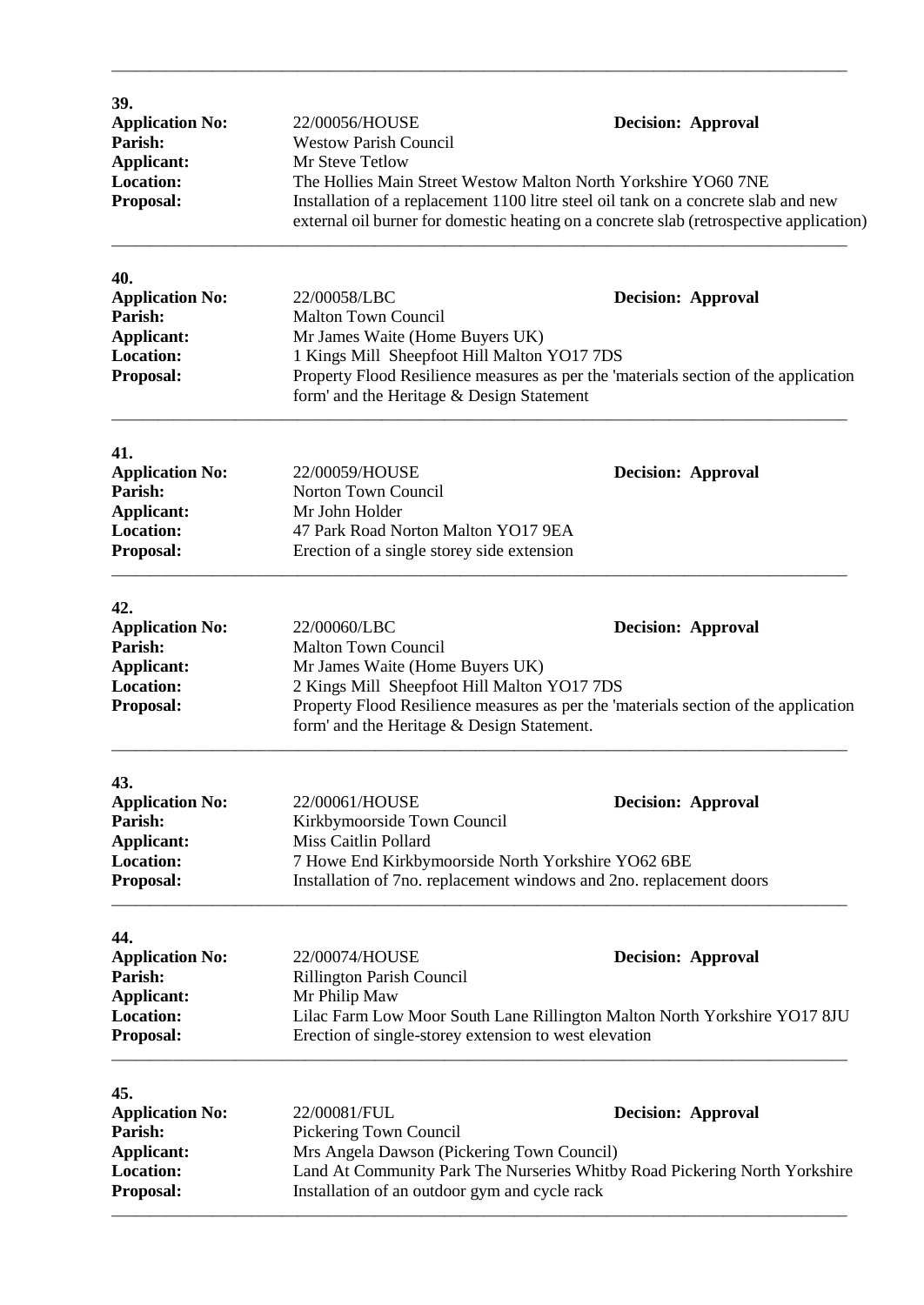---

**39.**

**Application No:** 22/00056/HOUSE **Decision: Approval**
**Parish:** Westow Parish Council
**Applicant:** Mr Steve Tetlow
**Location:** The Hollies Main Street Westow Malton North Yorkshire YO60 7NE
**Proposal:** Installation of a replacement 1100 litre steel oil tank on a concrete slab and new external oil burner for domestic heating on a concrete slab (retrospective application)

---

**40.**

**Application No:** 22/00058/LBC **Decision: Approval**
**Parish:** Malton Town Council
**Applicant:** Mr James Waite (Home Buyers UK)
**Location:** 1 Kings Mill Sheepfoot Hill Malton YO17 7DS
**Proposal:** Property Flood Resilience measures as per the 'materials section of the application form' and the Heritage & Design Statement

---

**41.**

**Application No:** 22/00059/HOUSE **Decision: Approval**
**Parish:** Norton Town Council
**Applicant:** Mr John Holder
**Location:** 47 Park Road Norton Malton YO17 9EA
**Proposal:** Erection of a single storey side extension

---

**42.**

**Application No:** 22/00060/LBC **Decision: Approval**
**Parish:** Malton Town Council
**Applicant:** Mr James Waite (Home Buyers UK)
**Location:** 2 Kings Mill Sheepfoot Hill Malton YO17 7DS
**Proposal:** Property Flood Resilience measures as per the 'materials section of the application form' and the Heritage & Design Statement.

---

**43.**

**Application No:** 22/00061/HOUSE **Decision: Approval**
**Parish:** Kirkbymoorside Town Council
**Applicant:** Miss Caitlin Pollard
**Location:** 7 Howe End Kirkbymoorside North Yorkshire YO62 6BE
**Proposal:** Installation of 7no. replacement windows and 2no. replacement doors

---

**44.**

**Application No:** 22/00074/HOUSE **Decision: Approval**
**Parish:** Rillington Parish Council
**Applicant:** Mr Philip Maw
**Location:** Lilac Farm Low Moor South Lane Rillington Malton North Yorkshire YO17 8JU
**Proposal:** Erection of single-storey extension to west elevation

---

**45.**

**Application No:** 22/00081/FUL **Decision: Approval**
**Parish:** Pickering Town Council
**Applicant:** Mrs Angela Dawson (Pickering Town Council)
**Location:** Land At Community Park The Nurseries Whitby Road Pickering North Yorkshire
**Proposal:** Installation of an outdoor gym and cycle rack

---